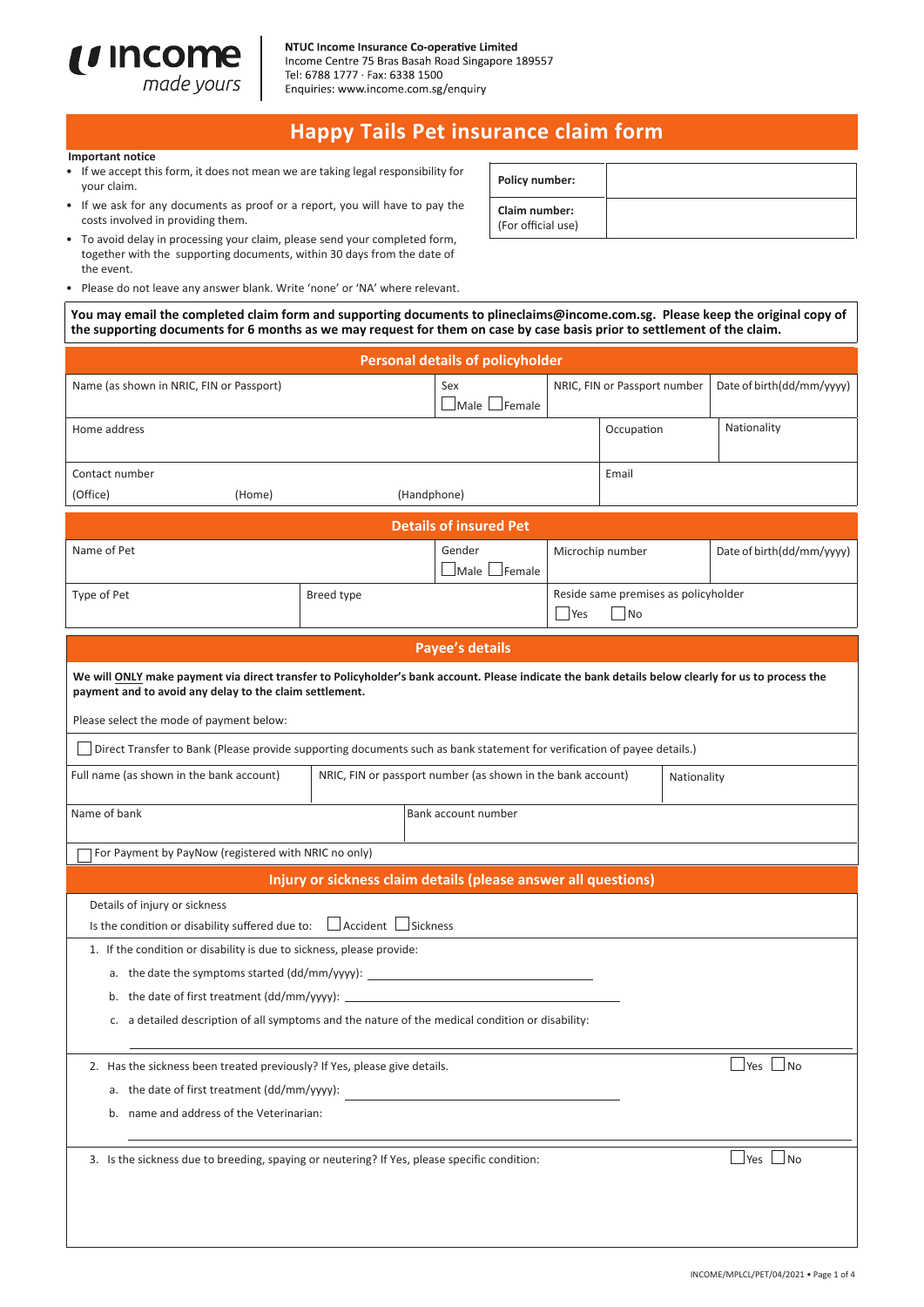**NTUC Income Insurance Co-operative Limited**
Income Centre 75 Bras Basah Road Singapore 189557
Tel: 6788 1777 · Fax: 6338 1500
Enquiries: www.income.com.sg/enquiry

# Happy Tails Pet insurance claim form

**Important notice**

- If we accept this form, it does not mean we are taking legal responsibility for your claim.
- If we ask for any documents as proof or a report, you will have to pay the costs involved in providing them.
- To avoid delay in processing your claim, please send your completed form, together with the supporting documents, within 30 days from the date of the event.
- Please do not leave any answer blank. Write 'none' or 'NA' where relevant.

| | |
|---|---|
| **Policy number:** | |
| **Claim number:** (For official use) | |

**You may email the completed claim form and supporting documents to plineclaims@income.com.sg. Please keep the original copy of the supporting documents for 6 months as we may request for them on case by case basis prior to settlement of the claim.**

## Personal details of policyholder

| Name (as shown in NRIC, FIN or Passport) | Sex ☐Male ☐Female | NRIC, FIN or Passport number | Date of birth(dd/mm/yyyy) |
|---|---|---|---|
| Home address | | Occupation | Nationality |
| Contact number (Office) (Home) (Handphone) | | Email | |

## Details of insured Pet

| Name of Pet | | Gender ☐Male ☐Female | Microchip number | Date of birth(dd/mm/yyyy) |
|---|---|---|---|---|
| Type of Pet | Breed type | | Reside same premises as policyholder ☐Yes ☐No | |

## Payee's details

**We will ONLY make payment via direct transfer to Policyholder's bank account. Please indicate the bank details below clearly for us to process the payment and to avoid any delay to the claim settlement.**

Please select the mode of payment below:

☐ Direct Transfer to Bank (Please provide supporting documents such as bank statement for verification of payee details.)

| Full name (as shown in the bank account) | NRIC, FIN or passport number (as shown in the bank account) | Nationality |
|---|---|---|
| Name of bank | Bank account number | |

☐ For Payment by PayNow (registered with NRIC no only)

## Injury or sickness claim details (please answer all questions)

Details of injury or sickness

Is the condition or disability suffered due to: ☐Accident ☐Sickness

1. If the condition or disability is due to sickness, please provide:
   a. the date the symptoms started (dd/mm/yyyy): ______________________
   b. the date of first treatment (dd/mm/yyyy): ______________________
   c. a detailed description of all symptoms and the nature of the medical condition or disability:

   ______________________________________________

2. Has the sickness been treated previously? If Yes, please give details. ☐Yes ☐No
   a. the date of first treatment (dd/mm/yyyy): ______________________
   b. name and address of the Veterinarian:

   ______________________________________________

3. Is the sickness due to breeding, spaying or neutering? If Yes, please specific condition: ☐Yes ☐No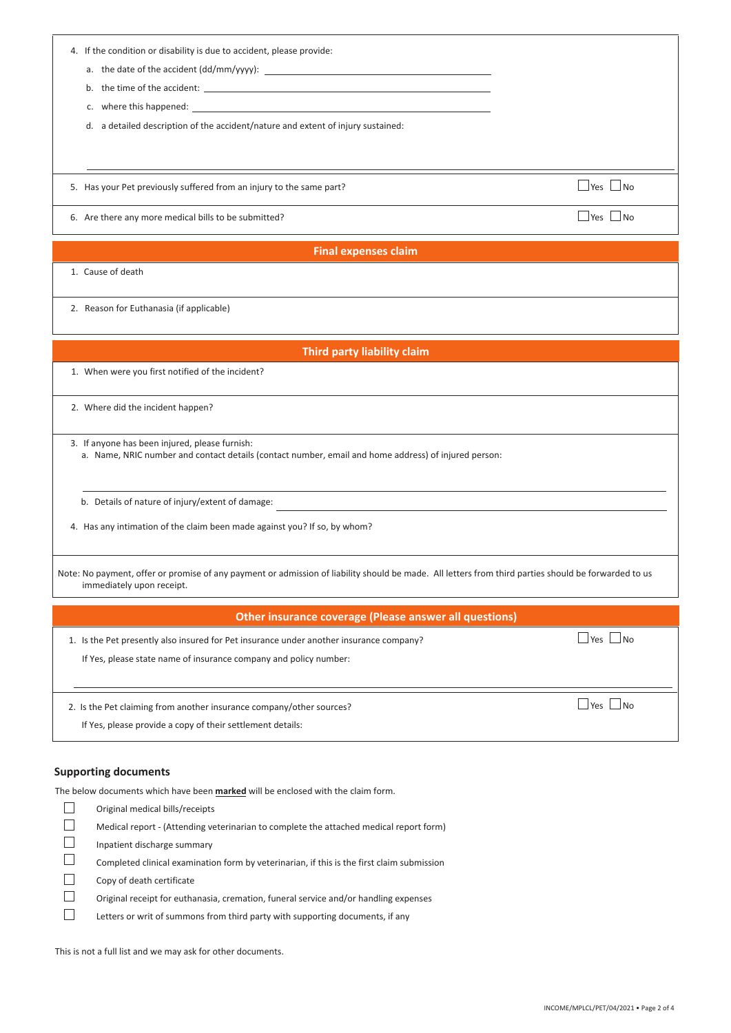4. If the condition or disability is due to accident, please provide:
   a. the date of the accident (dd/mm/yyyy): ______________________
   b. the time of the accident: ______________________
   c. where this happened: ______________________
   d. a detailed description of the accident/nature and extent of injury sustained:

5. Has your Pet previously suffered from an injury to the same part? ☐ Yes ☐ No

6. Are there any more medical bills to be submitted? ☐ Yes ☐ No

## Final expenses claim

1. Cause of death

2. Reason for Euthanasia (if applicable)

## Third party liability claim

1. When were you first notified of the incident?

2. Where did the incident happen?

3. If anyone has been injured, please furnish:
   a. Name, NRIC number and contact details (contact number, email and home address) of injured person:

   b. Details of nature of injury/extent of damage: ______________________

4. Has any intimation of the claim been made against you? If so, by whom?

Note: No payment, offer or promise of any payment or admission of liability should be made. All letters from third parties should be forwarded to us immediately upon receipt.

## Other insurance coverage (Please answer all questions)

1. Is the Pet presently also insured for Pet insurance under another insurance company? ☐ Yes ☐ No

   If Yes, please state name of insurance company and policy number:

2. Is the Pet claiming from another insurance company/other sources? ☐ Yes ☐ No

   If Yes, please provide a copy of their settlement details:

### Supporting documents

The below documents which have been **marked** will be enclosed with the claim form.

- ☐ Original medical bills/receipts
- ☐ Medical report - (Attending veterinarian to complete the attached medical report form)
- ☐ Inpatient discharge summary
- ☐ Completed clinical examination form by veterinarian, if this is the first claim submission
- ☐ Copy of death certificate
- ☐ Original receipt for euthanasia, cremation, funeral service and/or handling expenses
- ☐ Letters or writ of summons from third party with supporting documents, if any

This is not a full list and we may ask for other documents.

INCOME/MPLCL/PET/04/2021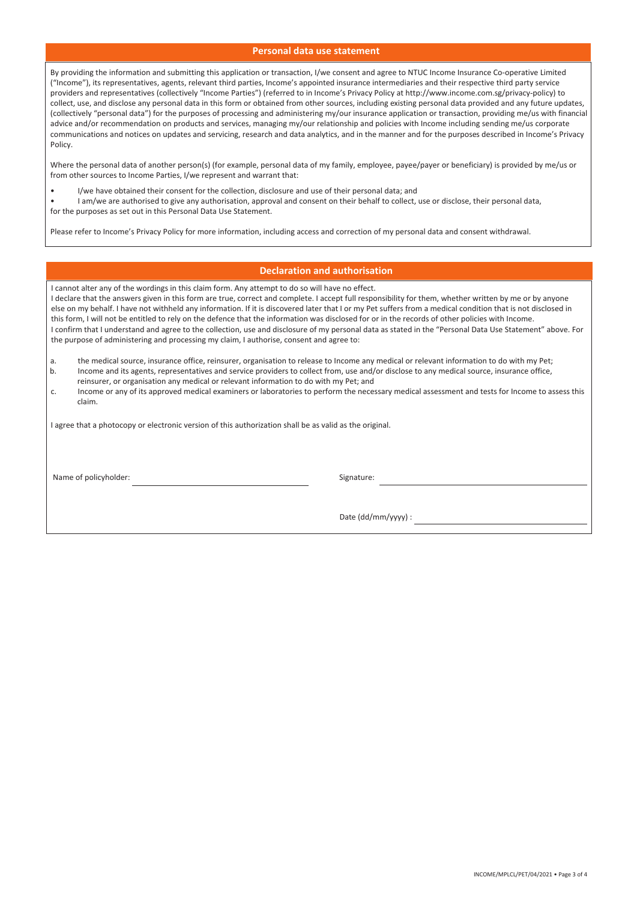## Personal data use statement

By providing the information and submitting this application or transaction, I/we consent and agree to NTUC Income Insurance Co-operative Limited ("Income"), its representatives, agents, relevant third parties, Income's appointed insurance intermediaries and their respective third party service providers and representatives (collectively "Income Parties") (referred to in Income's Privacy Policy at http://www.income.com.sg/privacy-policy) to collect, use, and disclose any personal data in this form or obtained from other sources, including existing personal data provided and any future updates, (collectively "personal data") for the purposes of processing and administering my/our insurance application or transaction, providing me/us with financial advice and/or recommendation on products and services, managing my/our relationship and policies with Income including sending me/us corporate communications and notices on updates and servicing, research and data analytics, and in the manner and for the purposes described in Income's Privacy Policy.

Where the personal data of another person(s) (for example, personal data of my family, employee, payee/payer or beneficiary) is provided by me/us or from other sources to Income Parties, I/we represent and warrant that:

- I/we have obtained their consent for the collection, disclosure and use of their personal data; and
- I am/we are authorised to give any authorisation, approval and consent on their behalf to collect, use or disclose, their personal data,

for the purposes as set out in this Personal Data Use Statement.

Please refer to Income's Privacy Policy for more information, including access and correction of my personal data and consent withdrawal.

## Declaration and authorisation

I cannot alter any of the wordings in this claim form. Any attempt to do so will have no effect.
I declare that the answers given in this form are true, correct and complete. I accept full responsibility for them, whether written by me or by anyone else on my behalf. I have not withheld any information. If it is discovered later that I or my Pet suffers from a medical condition that is not disclosed in this form, I will not be entitled to rely on the defence that the information was disclosed for or in the records of other policies with Income.
I confirm that I understand and agree to the collection, use and disclosure of my personal data as stated in the "Personal Data Use Statement" above. For the purpose of administering and processing my claim, I authorise, consent and agree to:

a. the medical source, insurance office, reinsurer, organisation to release to Income any medical or relevant information to do with my Pet;
b. Income and its agents, representatives and service providers to collect from, use and/or disclose to any medical source, insurance office, reinsurer, or organisation any medical or relevant information to do with my Pet; and
c. Income or any of its approved medical examiners or laboratories to perform the necessary medical assessment and tests for Income to assess this claim.

I agree that a photocopy or electronic version of this authorization shall be as valid as the original.

Name of policyholder: ____________________ Signature: ____________________

Date (dd/mm/yyyy) : ____________________

INCOME/MPLCL/PET/04/2021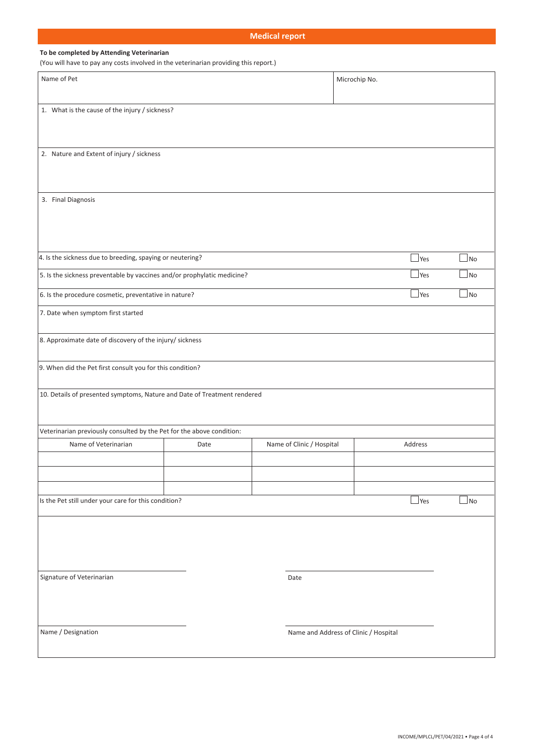## Medical report

**To be completed by Attending Veterinarian**

(You will have to pay any costs involved in the veterinarian providing this report.)

Name of Pet

Microchip No.

1. What is the cause of the injury / sickness?

2. Nature and Extent of injury / sickness

3. Final Diagnosis

4. Is the sickness due to breeding, spaying or neutering? ☐ Yes ☐ No

5. Is the sickness preventable by vaccines and/or prophylatic medicine? ☐ Yes ☐ No

6. Is the procedure cosmetic, preventative in nature? ☐ Yes ☐ No

7. Date when symptom first started

8. Approximate date of discovery of the injury/ sickness

9. When did the Pet first consult you for this condition?

10. Details of presented symptoms, Nature and Date of Treatment rendered

Veterinarian previously consulted by the Pet for the above condition:

| Name of Veterinarian | Date | Name of Clinic / Hospital | Address |
|---|---|---|---|
| | | | |
| | | | |
| | | | |

Is the Pet still under your care for this condition? ☐ Yes ☐ No

Signature of Veterinarian

Date

Name / Designation

Name and Address of Clinic / Hospital

INCOME/MPLCL/PET/04/2021